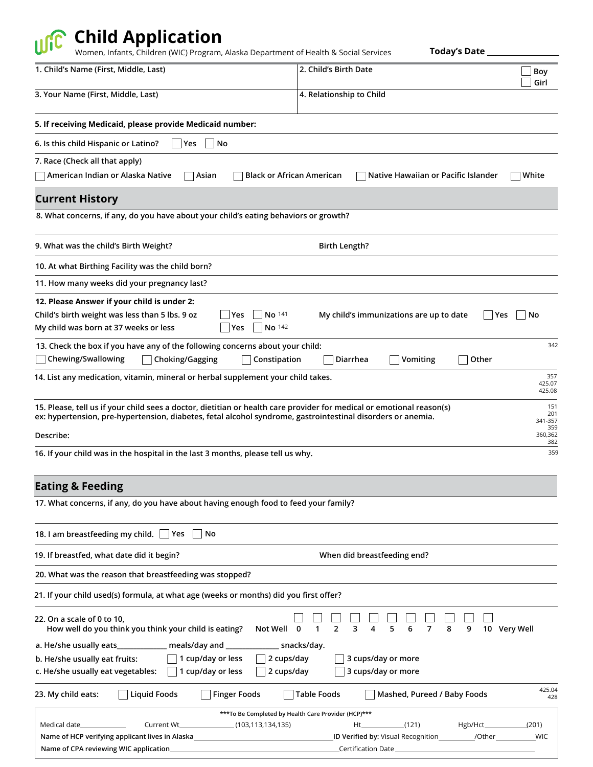# Child Application

Women, Infants, Children (WIC) Program, Alaska Department of Health & Social Services

**Today's Date** ______________

1. Child's Name (First, Middle, Last)

2. Child's Birth Date ☐ Boy ☐ Girl

3. Your Name (First, Middle, Last)

4. Relationship to Child

**5. If receiving Medicaid, please provide Medicaid number:**

6. Is this child Hispanic or Latino? ☐ Yes ☐ No

7. Race (Check all that apply)

☐ American Indian or Alaska Native ☐ Asian ☐ Black or African American ☐ Native Hawaiian or Pacific Islander ☐ White

## Current History

8. What concerns, if any, do you have about your child's eating behaviors or growth?

9. What was the child's Birth Weight? Birth Length?

10. At what Birthing Facility was the child born?

11. How many weeks did your pregnancy last?

**12. Please Answer if your child is under 2:**

Child's birth weight was less than 5 lbs. 9 oz ☐ Yes ☐ No 141

My child was born at 37 weeks or less ☐ Yes ☐ No 142

My child's immunizations are up to date ☐ Yes ☐ No

13. Check the box if you have any of the following concerns about your child: 342

☐ Chewing/Swallowing ☐ Choking/Gagging ☐ Constipation ☐ Diarrhea ☐ Vomiting ☐ Other

14. List any medication, vitamin, mineral or herbal supplement your child takes. 357 425.07 425.08

15. Please, tell us if your child sees a doctor, dietitian or health care provider for medical or emotional reason(s) ex: hypertension, pre-hypertension, diabetes, fetal alcohol syndrome, gastrointestinal disorders or anemia. 151 201 341-357 359 360,362 382

Describe:

16. If your child was in the hospital in the last 3 months, please tell us why. 359

## Eating & Feeding

17. What concerns, if any, do you have about having enough food to feed your family?

18. I am breastfeeding my child. ☐ Yes ☐ No

19. If breastfed, what date did it begin? When did breastfeeding end?

20. What was the reason that breastfeeding was stopped?

21. If your child used(s) formula, at what age (weeks or months) did you first offer?

22. On a scale of 0 to 10, How well do you think you think your child is eating?

Not Well ☐ 0 ☐ 1 ☐ 2 ☐ 3 ☐ 4 ☐ 5 ☐ 6 ☐ 7 ☐ 8 ☐ 9 ☐ 10 Very Well

a. He/she usually eats____________ meals/day and ____________ snacks/day.

b. He/she usually eat fruits: ☐ 1 cup/day or less ☐ 2 cups/day ☐ 3 cups/day or more

c. He/she usually eat vegetables: ☐ 1 cup/day or less ☐ 2 cups/day ☐ 3 cups/day or more

23. My child eats: ☐ Liquid Foods ☐ Finger Foods ☐ Table Foods ☐ Mashed, Pureed / Baby Foods 425.04 428

***To Be Completed by Health Care Provider (HCP)***

Medical date____________ Current Wt______________(103,113,134,135) Ht___________(121) Hgb/Hct___________(201)

Name of HCP verifying applicant lives in Alaska______________________________ ID Verified by: Visual Recognition__________/Other__________WIC

Name of CPA reviewing WIC application______________________________ Certification Date ______________________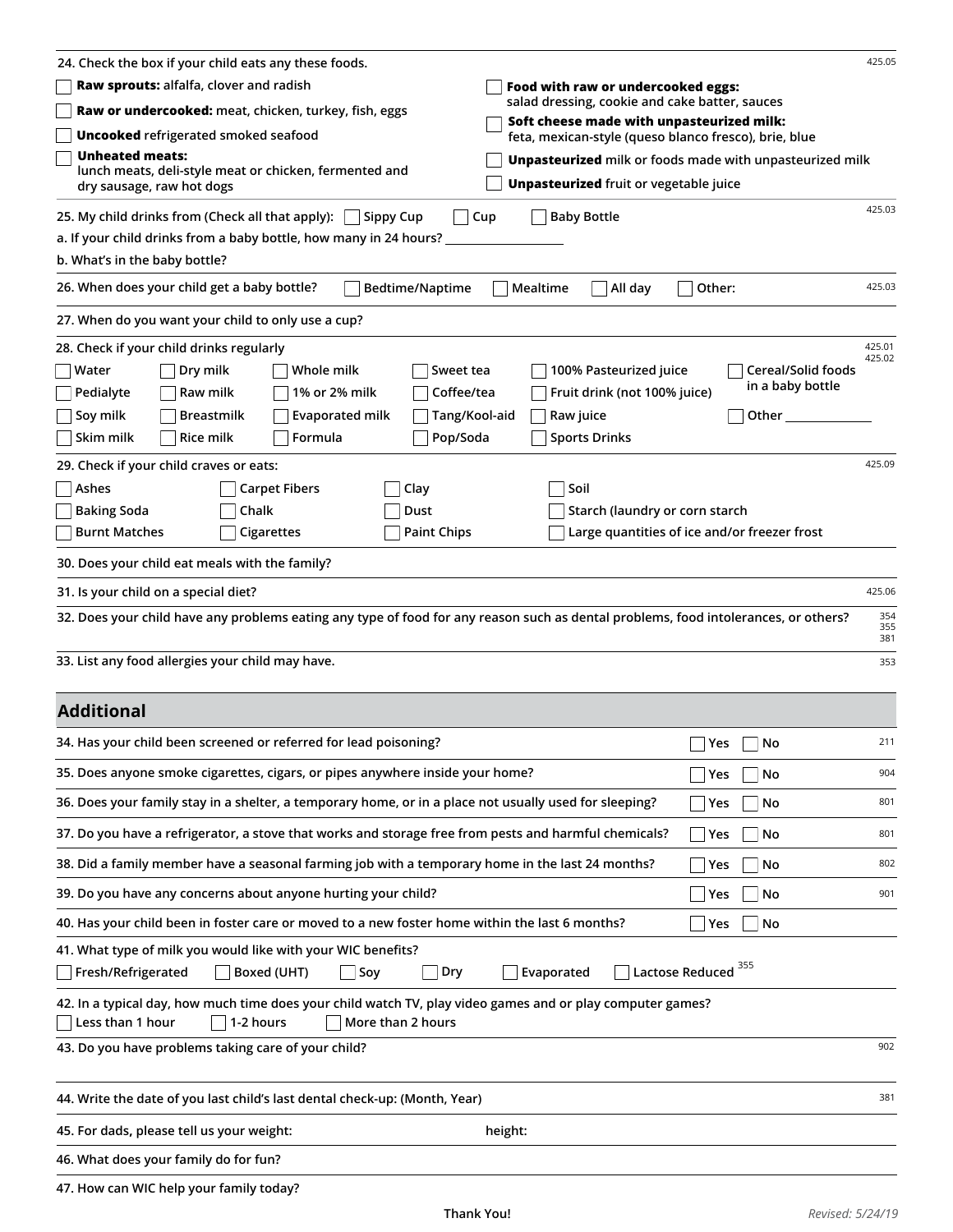24. Check the box if your child eats any these foods. 425.05

- ☐ **Raw sprouts:** alfalfa, clover and radish
- ☐ **Raw or undercooked:** meat, chicken, turkey, fish, eggs
- ☐ **Uncooked** refrigerated smoked seafood
- ☐ **Unheated meats:** lunch meats, deli-style meat or chicken, fermented and dry sausage, raw hot dogs
- ☐ **Food with raw or undercooked eggs:** salad dressing, cookie and cake batter, sauces
- ☐ **Soft cheese made with unpasteurized milk:** feta, mexican-style (queso blanco fresco), brie, blue
- ☐ **Unpasteurized** milk or foods made with unpasteurized milk
- ☐ **Unpasteurized** fruit or vegetable juice

25. My child drinks from (Check all that apply): ☐ Sippy Cup ☐ Cup ☐ Baby Bottle 425.03

a. If your child drinks from a baby bottle, how many in 24 hours? ____________

b. What's in the baby bottle?

26. When does your child get a baby bottle? ☐ Bedtime/Naptime ☐ Mealtime ☐ All day ☐ Other: 425.03

27. When do you want your child to only use a cup?

28. Check if your child drinks regularly 425.01 425.02

| | | | | | |
|---|---|---|---|---|---|
| ☐ Water | ☐ Dry milk | ☐ Whole milk | ☐ Sweet tea | ☐ 100% Pasteurized juice | ☐ Cereal/Solid foods in a baby bottle |
| ☐ Pedialyte | ☐ Raw milk | ☐ 1% or 2% milk | ☐ Coffee/tea | ☐ Fruit drink (not 100% juice) | |
| ☐ Soy milk | ☐ Breastmilk | ☐ Evaporated milk | ☐ Tang/Kool-aid | ☐ Raw juice | ☐ Other ____________ |
| ☐ Skim milk | ☐ Rice milk | ☐ Formula | ☐ Pop/Soda | ☐ Sports Drinks | |

29. Check if your child craves or eats: 425.09

| | | | |
|---|---|---|---|
| ☐ Ashes | ☐ Carpet Fibers | ☐ Clay | ☐ Soil |
| ☐ Baking Soda | ☐ Chalk | ☐ Dust | ☐ Starch (laundry or corn starch |
| ☐ Burnt Matches | ☐ Cigarettes | ☐ Paint Chips | ☐ Large quantities of ice and/or freezer frost |

30. Does your child eat meals with the family?

31. Is your child on a special diet? 425.06

32. Does your child have any problems eating any type of food for any reason such as dental problems, food intolerances, or others? 354 355 381

33. List any food allergies your child may have. 353

## Additional

| | | | |
|---|---|---|---|
| 34. Has your child been screened or referred for lead poisoning? | ☐ Yes | ☐ No | 211 |
| 35. Does anyone smoke cigarettes, cigars, or pipes anywhere inside your home? | ☐ Yes | ☐ No | 904 |
| 36. Does your family stay in a shelter, a temporary home, or in a place not usually used for sleeping? | ☐ Yes | ☐ No | 801 |
| 37. Do you have a refrigerator, a stove that works and storage free from pests and harmful chemicals? | ☐ Yes | ☐ No | 801 |
| 38. Did a family member have a seasonal farming job with a temporary home in the last 24 months? | ☐ Yes | ☐ No | 802 |
| 39. Do you have any concerns about anyone hurting your child? | ☐ Yes | ☐ No | 901 |
| 40. Has your child been in foster care or moved to a new foster home within the last 6 months? | ☐ Yes | ☐ No | |

41. What type of milk you would like with your WIC benefits?

☐ Fresh/Refrigerated ☐ Boxed (UHT) ☐ Soy ☐ Dry ☐ Evaporated ☐ Lactose Reduced 355

42. In a typical day, how much time does your child watch TV, play video games and or play computer games?

☐ Less than 1 hour ☐ 1-2 hours ☐ More than 2 hours

43. Do you have problems taking care of your child? 902

44. Write the date of you last child's last dental check-up: (Month, Year) 381

45. For dads, please tell us your weight: height:

46. What does your family do for fun?

47. How can WIC help your family today?

Thank You!

*Revised: 5/24/19*